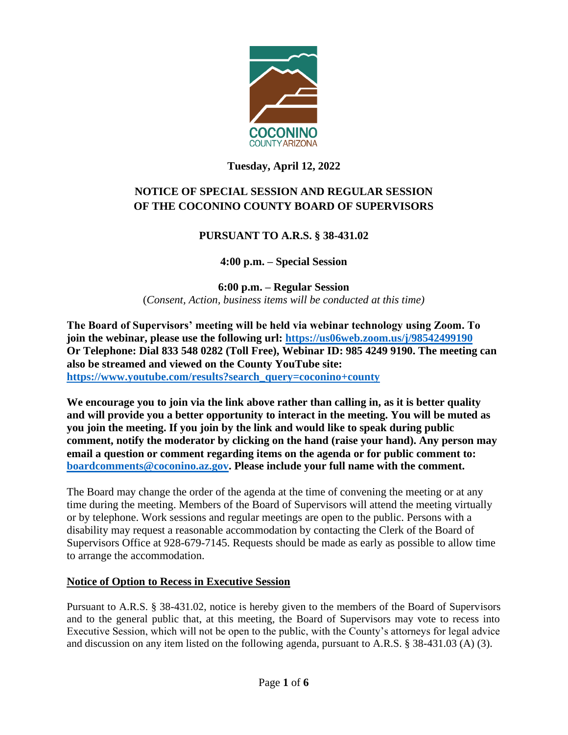**Tuesday, April 12, 2022**

# NOTICE OF SPECIAL SESSION AND REGULAR SESSION OF THE COCONINO COUNTY BOARD OF SUPERVISORS

## PURSUANT TO A.R.S. § 38-431.02

**4:00 p.m. – Special Session**

**6:00 p.m. – Regular Session**
(*Consent, Action, business items will be conducted at this time)*

**The Board of Supervisors' meeting will be held via webinar technology using Zoom. To join the webinar, please use the following url: [https://us06web.zoom.us/j/98542499190](https://us06web.zoom.us/j/98542499190) Or Telephone: Dial 833 548 0282 (Toll Free), Webinar ID: 985 4249 9190. The meeting can also be streamed and viewed on the County YouTube site: [https://www.youtube.com/results?search_query=coconino+county](https://www.youtube.com/results?search_query=coconino+county)**

**We encourage you to join via the link above rather than calling in, as it is better quality and will provide you a better opportunity to interact in the meeting. You will be muted as you join the meeting. If you join by the link and would like to speak during public comment, notify the moderator by clicking on the hand (raise your hand). Any person may email a question or comment regarding items on the agenda or for public comment to: [boardcomments@coconino.az.gov](mailto:boardcomments@coconino.az.gov). Please include your full name with the comment.**

The Board may change the order of the agenda at the time of convening the meeting or at any time during the meeting. Members of the Board of Supervisors will attend the meeting virtually or by telephone. Work sessions and regular meetings are open to the public. Persons with a disability may request a reasonable accommodation by contacting the Clerk of the Board of Supervisors Office at 928-679-7145. Requests should be made as early as possible to allow time to arrange the accommodation.

### Notice of Option to Recess in Executive Session

Pursuant to A.R.S. § 38-431.02, notice is hereby given to the members of the Board of Supervisors and to the general public that, at this meeting, the Board of Supervisors may vote to recess into Executive Session, which will not be open to the public, with the County's attorneys for legal advice and discussion on any item listed on the following agenda, pursuant to A.R.S. § 38-431.03 (A) (3).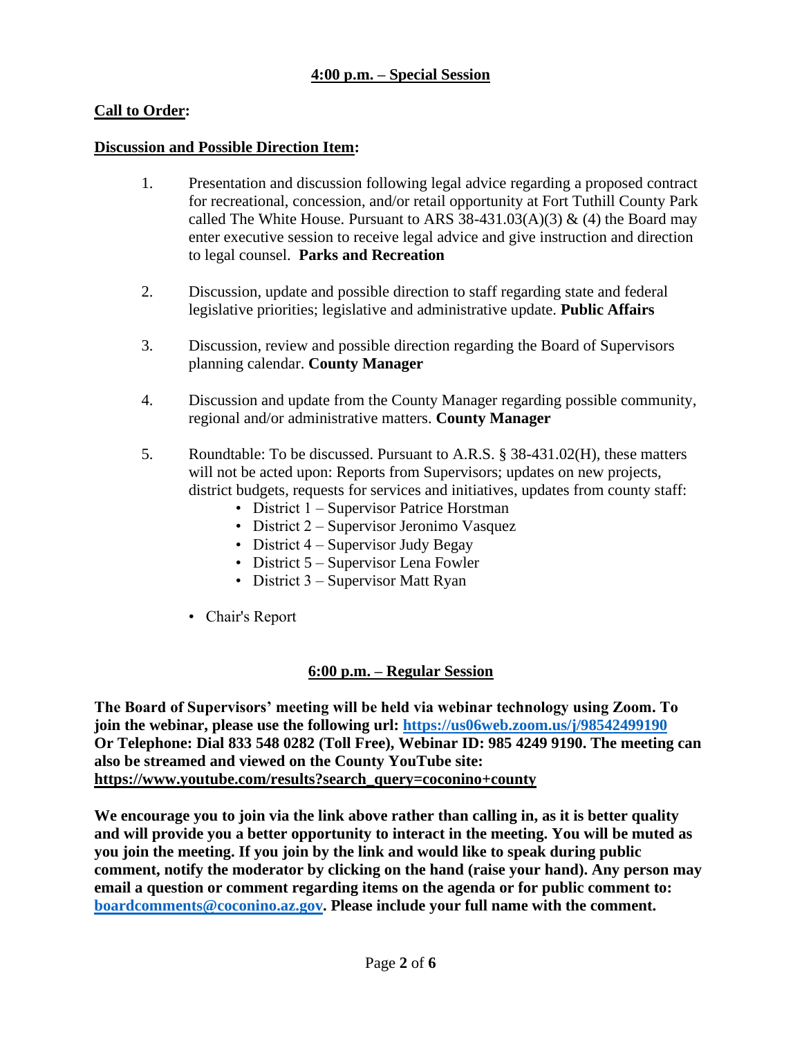## 4:00 p.m. – Special Session

**Call to Order:**

**Discussion and Possible Direction Item:**

1. Presentation and discussion following legal advice regarding a proposed contract for recreational, concession, and/or retail opportunity at Fort Tuthill County Park called The White House. Pursuant to ARS 38-431.03(A)(3) & (4) the Board may enter executive session to receive legal advice and give instruction and direction to legal counsel. **Parks and Recreation**

2. Discussion, update and possible direction to staff regarding state and federal legislative priorities; legislative and administrative update. **Public Affairs**

3. Discussion, review and possible direction regarding the Board of Supervisors planning calendar. **County Manager**

4. Discussion and update from the County Manager regarding possible community, regional and/or administrative matters. **County Manager**

5. Roundtable: To be discussed. Pursuant to A.R.S. § 38-431.02(H), these matters will not be acted upon: Reports from Supervisors; updates on new projects, district budgets, requests for services and initiatives, updates from county staff:
    - District 1 – Supervisor Patrice Horstman
    - District 2 – Supervisor Jeronimo Vasquez
    - District 4 – Supervisor Judy Begay
    - District 5 – Supervisor Lena Fowler
    - District 3 – Supervisor Matt Ryan

- Chair's Report

## 6:00 p.m. – Regular Session

**The Board of Supervisors' meeting will be held via webinar technology using Zoom. To join the webinar, please use the following url: https://us06web.zoom.us/j/98542499190 Or Telephone: Dial 833 548 0282 (Toll Free), Webinar ID: 985 4249 9190. The meeting can also be streamed and viewed on the County YouTube site: https://www.youtube.com/results?search_query=coconino+county**

**We encourage you to join via the link above rather than calling in, as it is better quality and will provide you a better opportunity to interact in the meeting. You will be muted as you join the meeting. If you join by the link and would like to speak during public comment, notify the moderator by clicking on the hand (raise your hand). Any person may email a question or comment regarding items on the agenda or for public comment to: boardcomments@coconino.az.gov. Please include your full name with the comment.**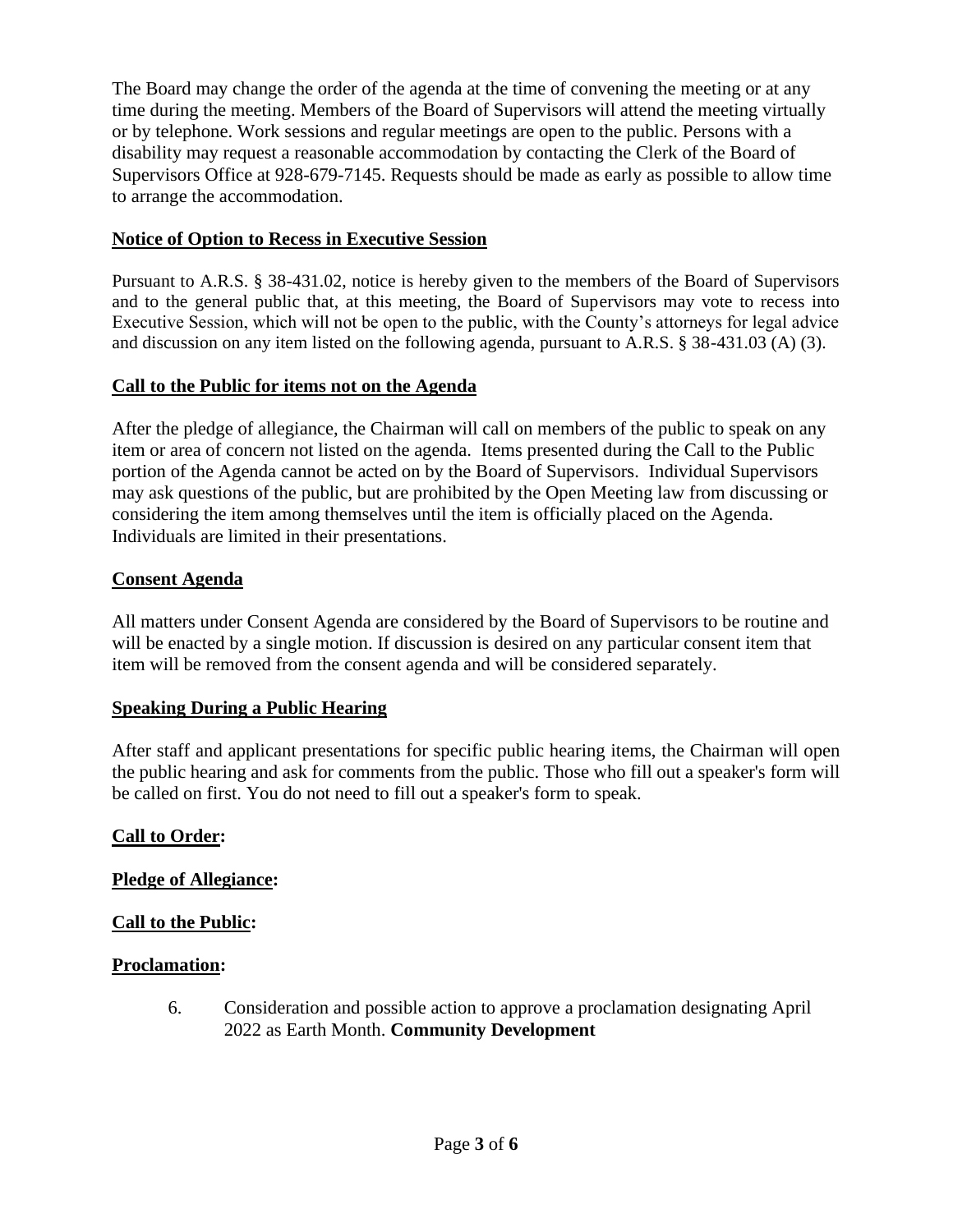The Board may change the order of the agenda at the time of convening the meeting or at any time during the meeting. Members of the Board of Supervisors will attend the meeting virtually or by telephone. Work sessions and regular meetings are open to the public. Persons with a disability may request a reasonable accommodation by contacting the Clerk of the Board of Supervisors Office at 928-679-7145. Requests should be made as early as possible to allow time to arrange the accommodation.

## Notice of Option to Recess in Executive Session

Pursuant to A.R.S. § 38-431.02, notice is hereby given to the members of the Board of Supervisors and to the general public that, at this meeting, the Board of Supervisors may vote to recess into Executive Session, which will not be open to the public, with the County's attorneys for legal advice and discussion on any item listed on the following agenda, pursuant to A.R.S. § 38-431.03 (A) (3).

## Call to the Public for items not on the Agenda

After the pledge of allegiance, the Chairman will call on members of the public to speak on any item or area of concern not listed on the agenda. Items presented during the Call to the Public portion of the Agenda cannot be acted on by the Board of Supervisors. Individual Supervisors may ask questions of the public, but are prohibited by the Open Meeting law from discussing or considering the item among themselves until the item is officially placed on the Agenda. Individuals are limited in their presentations.

## Consent Agenda

All matters under Consent Agenda are considered by the Board of Supervisors to be routine and will be enacted by a single motion. If discussion is desired on any particular consent item that item will be removed from the consent agenda and will be considered separately.

## Speaking During a Public Hearing

After staff and applicant presentations for specific public hearing items, the Chairman will open the public hearing and ask for comments from the public. Those who fill out a speaker's form will be called on first. You do not need to fill out a speaker's form to speak.

## Call to Order:

## Pledge of Allegiance:

## Call to the Public:

## Proclamation:

6. Consideration and possible action to approve a proclamation designating April 2022 as Earth Month. **Community Development**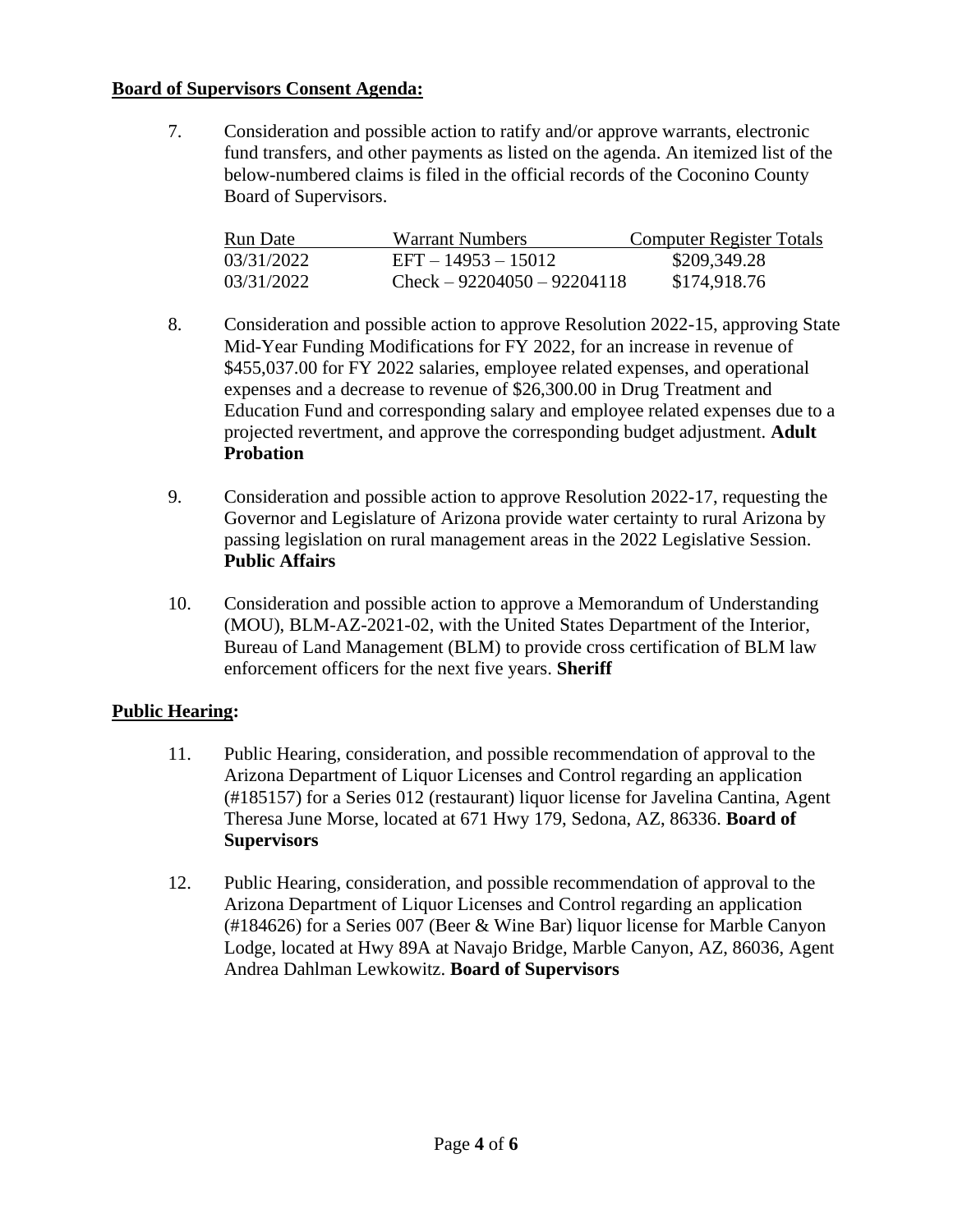**Board of Supervisors Consent Agenda:**

7. Consideration and possible action to ratify and/or approve warrants, electronic fund transfers, and other payments as listed on the agenda. An itemized list of the below-numbered claims is filed in the official records of the Coconino County Board of Supervisors.

| Run Date | Warrant Numbers | Computer Register Totals |
|---|---|---|
| 03/31/2022 | EFT – 14953 – 15012 | $209,349.28 |
| 03/31/2022 | Check – 92204050 – 92204118 | $174,918.76 |

8. Consideration and possible action to approve Resolution 2022-15, approving State Mid-Year Funding Modifications for FY 2022, for an increase in revenue of $455,037.00 for FY 2022 salaries, employee related expenses, and operational expenses and a decrease to revenue of $26,300.00 in Drug Treatment and Education Fund and corresponding salary and employee related expenses due to a projected revertment, and approve the corresponding budget adjustment. **Adult Probation**

9. Consideration and possible action to approve Resolution 2022-17, requesting the Governor and Legislature of Arizona provide water certainty to rural Arizona by passing legislation on rural management areas in the 2022 Legislative Session. **Public Affairs**

10. Consideration and possible action to approve a Memorandum of Understanding (MOU), BLM-AZ-2021-02, with the United States Department of the Interior, Bureau of Land Management (BLM) to provide cross certification of BLM law enforcement officers for the next five years. **Sheriff**

**Public Hearing:**

11. Public Hearing, consideration, and possible recommendation of approval to the Arizona Department of Liquor Licenses and Control regarding an application (#185157) for a Series 012 (restaurant) liquor license for Javelina Cantina, Agent Theresa June Morse, located at 671 Hwy 179, Sedona, AZ, 86336. **Board of Supervisors**

12. Public Hearing, consideration, and possible recommendation of approval to the Arizona Department of Liquor Licenses and Control regarding an application (#184626) for a Series 007 (Beer & Wine Bar) liquor license for Marble Canyon Lodge, located at Hwy 89A at Navajo Bridge, Marble Canyon, AZ, 86036, Agent Andrea Dahlman Lewkowitz. **Board of Supervisors**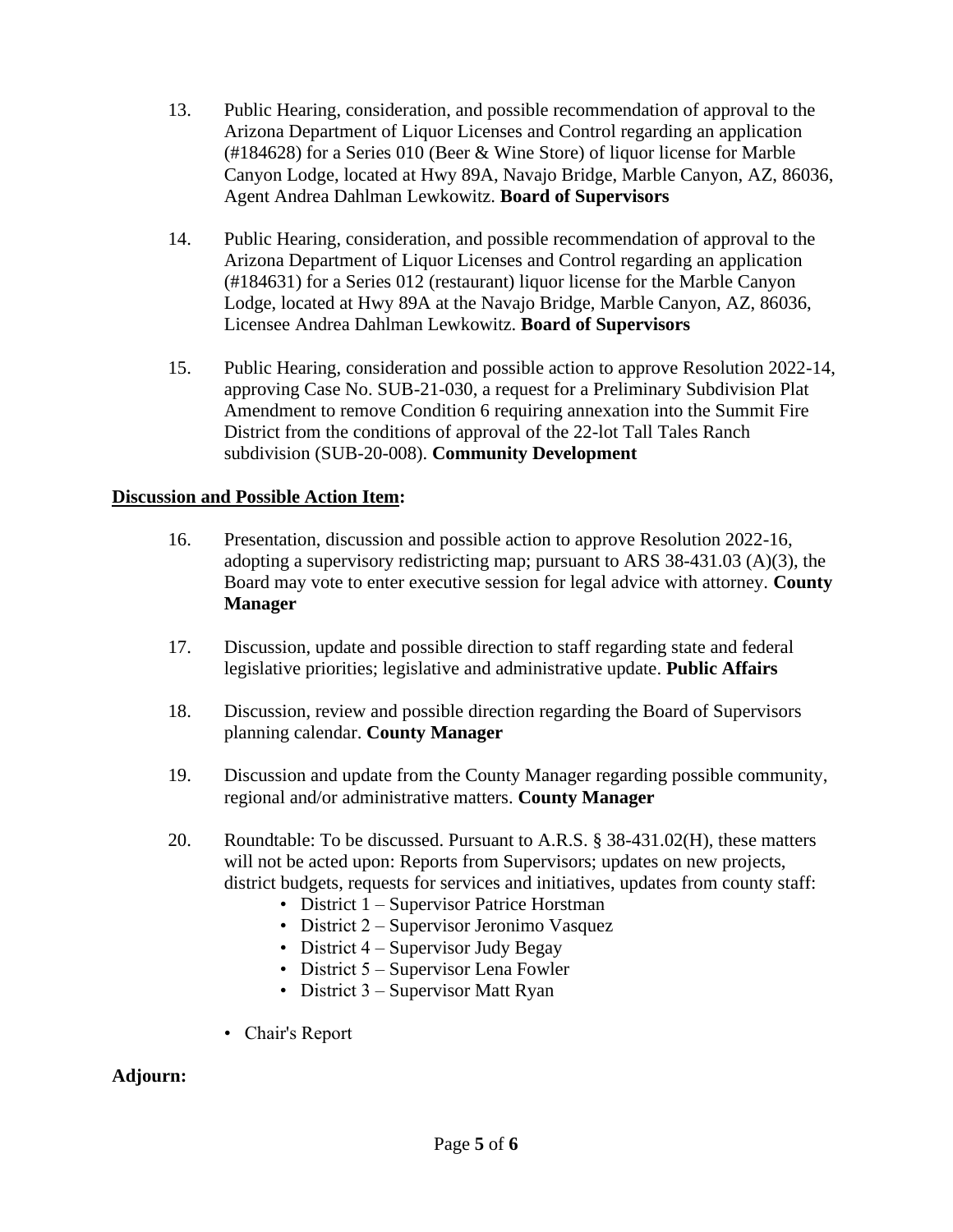13. Public Hearing, consideration, and possible recommendation of approval to the Arizona Department of Liquor Licenses and Control regarding an application (#184628) for a Series 010 (Beer & Wine Store) of liquor license for Marble Canyon Lodge, located at Hwy 89A, Navajo Bridge, Marble Canyon, AZ, 86036, Agent Andrea Dahlman Lewkowitz. **Board of Supervisors**

14. Public Hearing, consideration, and possible recommendation of approval to the Arizona Department of Liquor Licenses and Control regarding an application (#184631) for a Series 012 (restaurant) liquor license for the Marble Canyon Lodge, located at Hwy 89A at the Navajo Bridge, Marble Canyon, AZ, 86036, Licensee Andrea Dahlman Lewkowitz. **Board of Supervisors**

15. Public Hearing, consideration and possible action to approve Resolution 2022-14, approving Case No. SUB-21-030, a request for a Preliminary Subdivision Plat Amendment to remove Condition 6 requiring annexation into the Summit Fire District from the conditions of approval of the 22-lot Tall Tales Ranch subdivision (SUB-20-008). **Community Development**

## Discussion and Possible Action Item:

16. Presentation, discussion and possible action to approve Resolution 2022-16, adopting a supervisory redistricting map; pursuant to ARS 38-431.03 (A)(3), the Board may vote to enter executive session for legal advice with attorney. **County Manager**

17. Discussion, update and possible direction to staff regarding state and federal legislative priorities; legislative and administrative update. **Public Affairs**

18. Discussion, review and possible direction regarding the Board of Supervisors planning calendar. **County Manager**

19. Discussion and update from the County Manager regarding possible community, regional and/or administrative matters. **County Manager**

20. Roundtable: To be discussed. Pursuant to A.R.S. § 38-431.02(H), these matters will not be acted upon: Reports from Supervisors; updates on new projects, district budgets, requests for services and initiatives, updates from county staff:
    - District 1 – Supervisor Patrice Horstman
    - District 2 – Supervisor Jeronimo Vasquez
    - District 4 – Supervisor Judy Begay
    - District 5 – Supervisor Lena Fowler
    - District 3 – Supervisor Matt Ryan

    - Chair's Report

## Adjourn: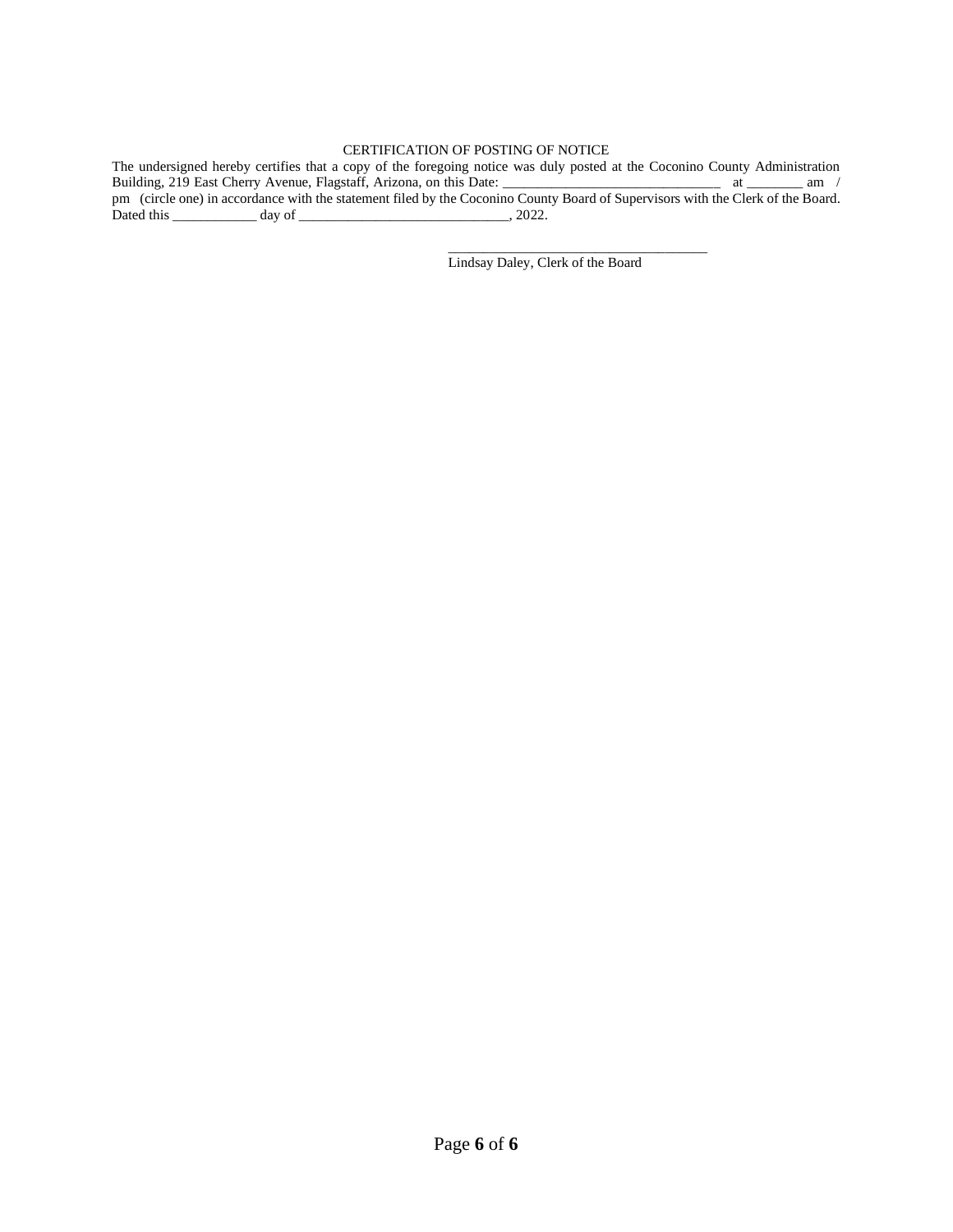CERTIFICATION OF POSTING OF NOTICE

The undersigned hereby certifies that a copy of the foregoing notice was duly posted at the Coconino County Administration Building, 219 East Cherry Avenue, Flagstaff, Arizona, on this Date: ________________________________ at ________ am / pm (circle one) in accordance with the statement filed by the Coconino County Board of Supervisors with the Clerk of the Board. Dated this ____________ day of ______________________________, 2022.

_____________________________________
Lindsay Daley, Clerk of the Board